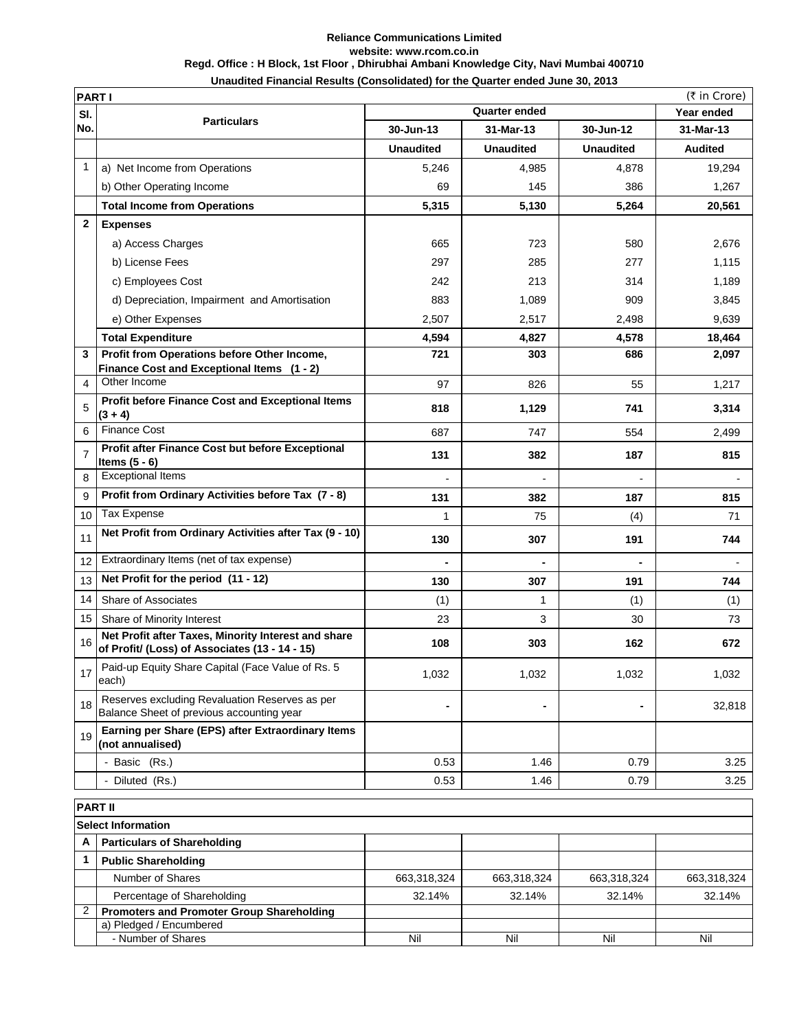**Reliance Communications Limited**

**website: www.rcom.co.in**

**Regd. Office : H Block, 1st Floor , Dhirubhai Ambani Knowledge City, Navi Mumbai 400710**

**Unaudited Financial Results (Consolidated) for the Quarter ended June 30, 2013**

| **PART I** | | | | | (₹ in Crore) |
|---|---|---|---|---|---|
| **Sl. No.** | **Particulars** | **Quarter ended** | | | **Year ended** |
| | | **30-Jun-13** | **31-Mar-13** | **30-Jun-12** | **31-Mar-13** |
| | | **Unaudited** | **Unaudited** | **Unaudited** | **Audited** |
| 1 | a) Net Income from Operations | 5,246 | 4,985 | 4,878 | 19,294 |
| | b) Other Operating Income | 69 | 145 | 386 | 1,267 |
| | **Total Income from Operations** | **5,315** | **5,130** | **5,264** | **20,561** |
| **2** | **Expenses** | | | | |
| | a) Access Charges | 665 | 723 | 580 | 2,676 |
| | b) License Fees | 297 | 285 | 277 | 1,115 |
| | c) Employees Cost | 242 | 213 | 314 | 1,189 |
| | d) Depreciation, Impairment and Amortisation | 883 | 1,089 | 909 | 3,845 |
| | e) Other Expenses | 2,507 | 2,517 | 2,498 | 9,639 |
| | **Total Expenditure** | **4,594** | **4,827** | **4,578** | **18,464** |
| **3** | **Profit from Operations before Other Income, Finance Cost and Exceptional Items (1 - 2)** | **721** | **303** | **686** | **2,097** |
| 4 | Other Income | 97 | 826 | 55 | 1,217 |
| 5 | **Profit before Finance Cost and Exceptional Items (3 + 4)** | **818** | **1,129** | **741** | **3,314** |
| 6 | Finance Cost | 687 | 747 | 554 | 2,499 |
| 7 | **Profit after Finance Cost but before Exceptional Items (5 - 6)** | **131** | **382** | **187** | **815** |
| 8 | Exceptional Items | - | - | - | - |
| 9 | **Profit from Ordinary Activities before Tax (7 - 8)** | **131** | **382** | **187** | **815** |
| 10 | Tax Expense | 1 | 75 | (4) | 71 |
| 11 | **Net Profit from Ordinary Activities after Tax (9 - 10)** | **130** | **307** | **191** | **744** |
| 12 | Extraordinary Items (net of tax expense) | **-** | **-** | **-** | - |
| 13 | **Net Profit for the period (11 - 12)** | **130** | **307** | **191** | **744** |
| 14 | Share of Associates | (1) | 1 | (1) | (1) |
| 15 | Share of Minority Interest | 23 | 3 | 30 | 73 |
| 16 | **Net Profit after Taxes, Minority Interest and share of Profit/ (Loss) of Associates (13 - 14 - 15)** | **108** | **303** | **162** | **672** |
| 17 | Paid-up Equity Share Capital (Face Value of Rs. 5 each) | 1,032 | 1,032 | 1,032 | 1,032 |
| 18 | Reserves excluding Revaluation Reserves as per Balance Sheet of previous accounting year | **-** | **-** | **-** | 32,818 |
| 19 | **Earning per Share (EPS) after Extraordinary Items (not annualised)** | | | | |
| | - Basic (Rs.) | 0.53 | 1.46 | 0.79 | 3.25 |
| | - Diluted (Rs.) | 0.53 | 1.46 | 0.79 | 3.25 |

| **PART II** | | | | | |
|---|---|---|---|---|---|
| **Select Information** | | | | | |
| **A** | **Particulars of Shareholding** | | | | |
| **1** | **Public Shareholding** | | | | |
| | Number of Shares | 663,318,324 | 663,318,324 | 663,318,324 | 663,318,324 |
| | Percentage of Shareholding | 32.14% | 32.14% | 32.14% | 32.14% |
| 2 | **Promoters and Promoter Group Shareholding** | | | | |
| | a) Pledged / Encumbered | | | | |
| | - Number of Shares | Nil | Nil | Nil | Nil |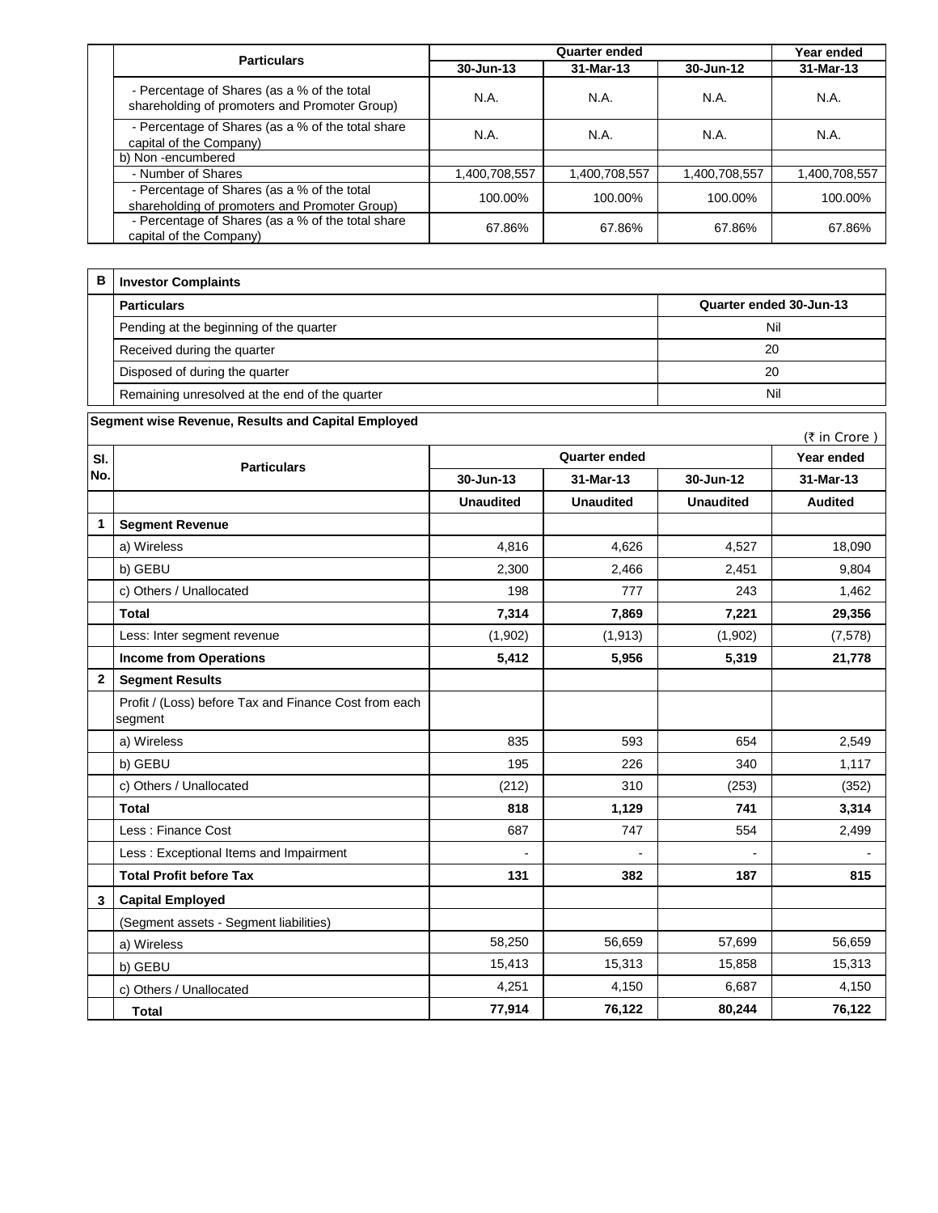| | Particulars | Quarter ended | | | Year ended |
|---|---|---|---|---|---|
| | | 30-Jun-13 | 31-Mar-13 | 30-Jun-12 | 31-Mar-13 |
| | - Percentage of Shares (as a % of the total shareholding of promoters and Promoter Group) | N.A. | N.A. | N.A. | N.A. |
| | - Percentage of Shares (as a % of the total share capital of the Company) | N.A. | N.A. | N.A. | N.A. |
| | b) Non -encumbered | | | | |
| | - Number of Shares | 1,400,708,557 | 1,400,708,557 | 1,400,708,557 | 1,400,708,557 |
| | - Percentage of Shares (as a % of the total shareholding of promoters and Promoter Group) | 100.00% | 100.00% | 100.00% | 100.00% |
| | - Percentage of Shares (as a % of the total share capital of the Company) | 67.86% | 67.86% | 67.86% | 67.86% |

| B | Investor Complaints | |
|---|---|---|
| | **Particulars** | **Quarter ended 30-Jun-13** |
| | Pending at the beginning of the quarter | Nil |
| | Received during the quarter | 20 |
| | Disposed of during the quarter | 20 |
| | Remaining unresolved at the end of the quarter | Nil |

**Segment wise Revenue, Results and Capital Employed**

(₹ in Crore )

| Sl. No. | Particulars | Quarter ended | | | Year ended |
|---|---|---|---|---|---|
| | | 30-Jun-13 | 31-Mar-13 | 30-Jun-12 | 31-Mar-13 |
| | | **Unaudited** | **Unaudited** | **Unaudited** | **Audited** |
| **1** | **Segment Revenue** | | | | |
| | a) Wireless | 4,816 | 4,626 | 4,527 | 18,090 |
| | b) GEBU | 2,300 | 2,466 | 2,451 | 9,804 |
| | c) Others / Unallocated | 198 | 777 | 243 | 1,462 |
| | **Total** | **7,314** | **7,869** | **7,221** | **29,356** |
| | Less: Inter segment revenue | (1,902) | (1,913) | (1,902) | (7,578) |
| | **Income from Operations** | **5,412** | **5,956** | **5,319** | **21,778** |
| **2** | **Segment Results** | | | | |
| | Profit / (Loss) before Tax and Finance Cost from each segment | | | | |
| | a) Wireless | 835 | 593 | 654 | 2,549 |
| | b) GEBU | 195 | 226 | 340 | 1,117 |
| | c) Others / Unallocated | (212) | 310 | (253) | (352) |
| | **Total** | **818** | **1,129** | **741** | **3,314** |
| | Less : Finance Cost | 687 | 747 | 554 | 2,499 |
| | Less : Exceptional Items and Impairment | - | - | - | - |
| | **Total Profit before Tax** | **131** | **382** | **187** | **815** |
| **3** | **Capital Employed** | | | | |
| | (Segment assets - Segment liabilities) | | | | |
| | a) Wireless | 58,250 | 56,659 | 57,699 | 56,659 |
| | b) GEBU | 15,413 | 15,313 | 15,858 | 15,313 |
| | c) Others / Unallocated | 4,251 | 4,150 | 6,687 | 4,150 |
| | **Total** | **77,914** | **76,122** | **80,244** | **76,122** |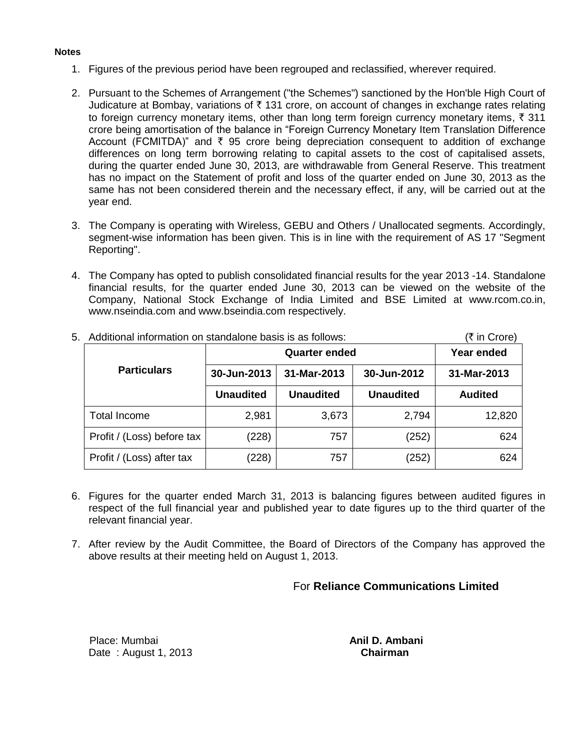**Notes**

1. Figures of the previous period have been regrouped and reclassified, wherever required.

2. Pursuant to the Schemes of Arrangement ("the Schemes") sanctioned by the Hon'ble High Court of Judicature at Bombay, variations of ₹ 131 crore, on account of changes in exchange rates relating to foreign currency monetary items, other than long term foreign currency monetary items, ₹ 311 crore being amortisation of the balance in “Foreign Currency Monetary Item Translation Difference Account (FCMITDA)” and ₹ 95 crore being depreciation consequent to addition of exchange differences on long term borrowing relating to capital assets to the cost of capitalised assets, during the quarter ended June 30, 2013, are withdrawable from General Reserve. This treatment has no impact on the Statement of profit and loss of the quarter ended on June 30, 2013 as the same has not been considered therein and the necessary effect, if any, will be carried out at the year end.

3. The Company is operating with Wireless, GEBU and Others / Unallocated segments. Accordingly, segment-wise information has been given. This is in line with the requirement of AS 17 "Segment Reporting".

4. The Company has opted to publish consolidated financial results for the year 2013 -14. Standalone financial results, for the quarter ended June 30, 2013 can be viewed on the website of the Company, National Stock Exchange of India Limited and BSE Limited at www.rcom.co.in, www.nseindia.com and www.bseindia.com respectively.

5. Additional information on standalone basis is as follows: (₹ in Crore)

| Particulars | Quarter ended | | | Year ended |
|---|---|---|---|---|
| | 30-Jun-2013 | 31-Mar-2013 | 30-Jun-2012 | 31-Mar-2013 |
| | Unaudited | Unaudited | Unaudited | Audited |
| Total Income | 2,981 | 3,673 | 2,794 | 12,820 |
| Profit / (Loss) before tax | (228) | 757 | (252) | 624 |
| Profit / (Loss) after tax | (228) | 757 | (252) | 624 |

6. Figures for the quarter ended March 31, 2013 is balancing figures between audited figures in respect of the full financial year and published year to date figures up to the third quarter of the relevant financial year.

7. After review by the Audit Committee, the Board of Directors of the Company has approved the above results at their meeting held on August 1, 2013.

For **Reliance Communications Limited**

Place: Mumbai
Date : August 1, 2013

**Anil D. Ambani**
**Chairman**